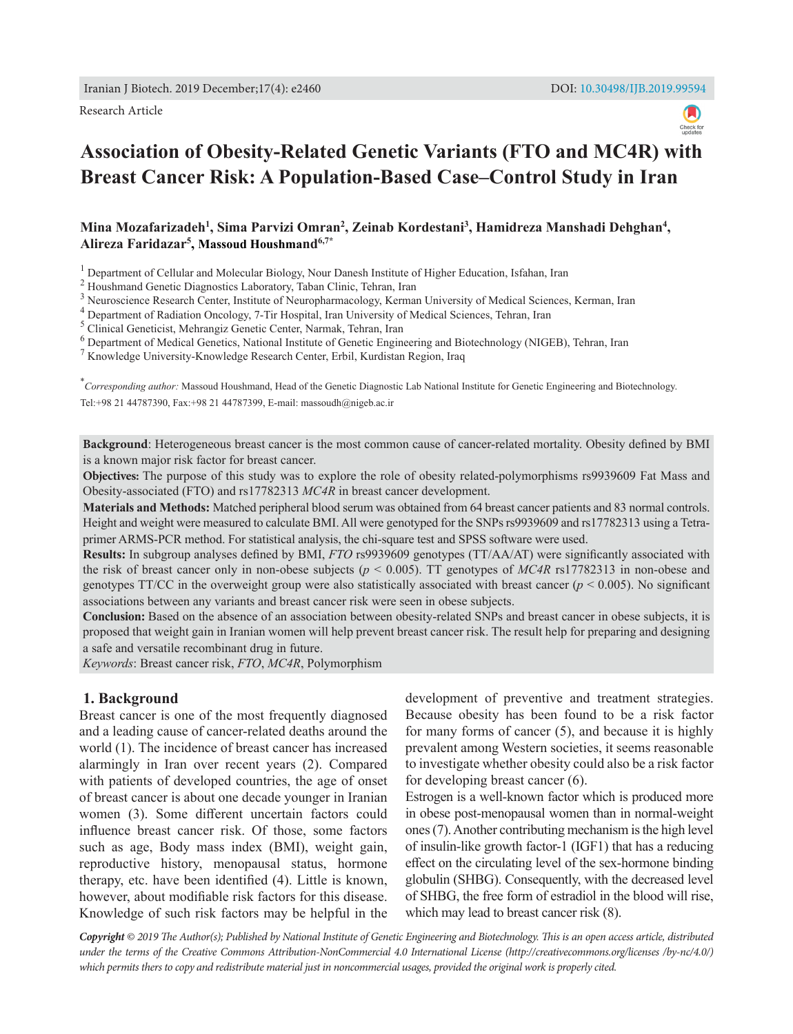Research Article

# Association of Obesity-Related Genetic Variants (FTO and MC4R) with Breast Cancer Risk: A Population-Based Case–Control Study in Iran

**Mina Mozafarizadeh[1], Sima Parvizi Omran[2], Zeinab Kordestani[3], Hamidreza Manshadi Dehghan[4], Alireza Faridazar[5], Massoud Houshmand[6,7*]**

[1] Department of Cellular and Molecular Biology, Nour Danesh Institute of Higher Education, Isfahan, Iran
[2] Houshmand Genetic Diagnostics Laboratory, Taban Clinic, Tehran, Iran
[3] Neuroscience Research Center, Institute of Neuropharmacology, Kerman University of Medical Sciences, Kerman, Iran
[4] Department of Radiation Oncology, 7-Tir Hospital, Iran University of Medical Sciences, Tehran, Iran
[5] Clinical Geneticist, Mehrangiz Genetic Center, Narmak, Tehran, Iran
[6] Department of Medical Genetics, National Institute of Genetic Engineering and Biotechnology (NIGEB), Tehran, Iran
[7] Knowledge University-Knowledge Research Center, Erbil, Kurdistan Region, Iraq

[*] *Corresponding author:* Massoud Houshmand, Head of the Genetic Diagnostic Lab National Institute for Genetic Engineering and Biotechnology. Tel:+98 21 44787390, Fax:+98 21 44787399, E-mail: massoudh@nigeb.ac.ir

**Background**: Heterogeneous breast cancer is the most common cause of cancer-related mortality. Obesity defined by BMI is a known major risk factor for breast cancer.

**Objectives:** The purpose of this study was to explore the role of obesity related-polymorphisms rs9939609 Fat Mass and Obesity-associated (FTO) and rs17782313 *MC4R* in breast cancer development.

**Materials and Methods:** Matched peripheral blood serum was obtained from 64 breast cancer patients and 83 normal controls. Height and weight were measured to calculate BMI. All were genotyped for the SNPs rs9939609 and rs17782313 using a Tetra-primer ARMS-PCR method. For statistical analysis, the chi-square test and SPSS software were used.

**Results:** In subgroup analyses defined by BMI, *FTO* rs9939609 genotypes (TT/AA/AT) were significantly associated with the risk of breast cancer only in non-obese subjects ($p < 0.005$). TT genotypes of *MC4R* rs17782313 in non-obese and genotypes TT/CC in the overweight group were also statistically associated with breast cancer ($p < 0.005$). No significant associations between any variants and breast cancer risk were seen in obese subjects.

**Conclusion:** Based on the absence of an association between obesity-related SNPs and breast cancer in obese subjects, it is proposed that weight gain in Iranian women will help prevent breast cancer risk. The result help for preparing and designing a safe and versatile recombinant drug in future.

*Keywords*: Breast cancer risk, *FTO*, *MC4R*, Polymorphism

## 1. Background

Breast cancer is one of the most frequently diagnosed and a leading cause of cancer-related deaths around the world (1). The incidence of breast cancer has increased alarmingly in Iran over recent years (2). Compared with patients of developed countries, the age of onset of breast cancer is about one decade younger in Iranian women (3). Some different uncertain factors could influence breast cancer risk. Of those, some factors such as age, Body mass index (BMI), weight gain, reproductive history, menopausal status, hormone therapy, etc. have been identified (4). Little is known, however, about modifiable risk factors for this disease. Knowledge of such risk factors may be helpful in the development of preventive and treatment strategies. Because obesity has been found to be a risk factor for many forms of cancer (5), and because it is highly prevalent among Western societies, it seems reasonable to investigate whether obesity could also be a risk factor for developing breast cancer (6).

Estrogen is a well-known factor which is produced more in obese post-menopausal women than in normal-weight ones (7). Another contributing mechanism is the high level of insulin-like growth factor-1 (IGF1) that has a reducing effect on the circulating level of the sex-hormone binding globulin (SHBG). Consequently, with the decreased level of SHBG, the free form of estradiol in the blood will rise, which may lead to breast cancer risk (8).

***Copyright** © 2019 The Author(s); Published by National Institute of Genetic Engineering and Biotechnology. This is an open access article, distributed under the terms of the Creative Commons Attribution-NonCommercial 4.0 International License (http://creativecommons.org/licenses /by-nc/4.0/) which permits thers to copy and redistribute material just in noncommercial usages, provided the original work is properly cited.*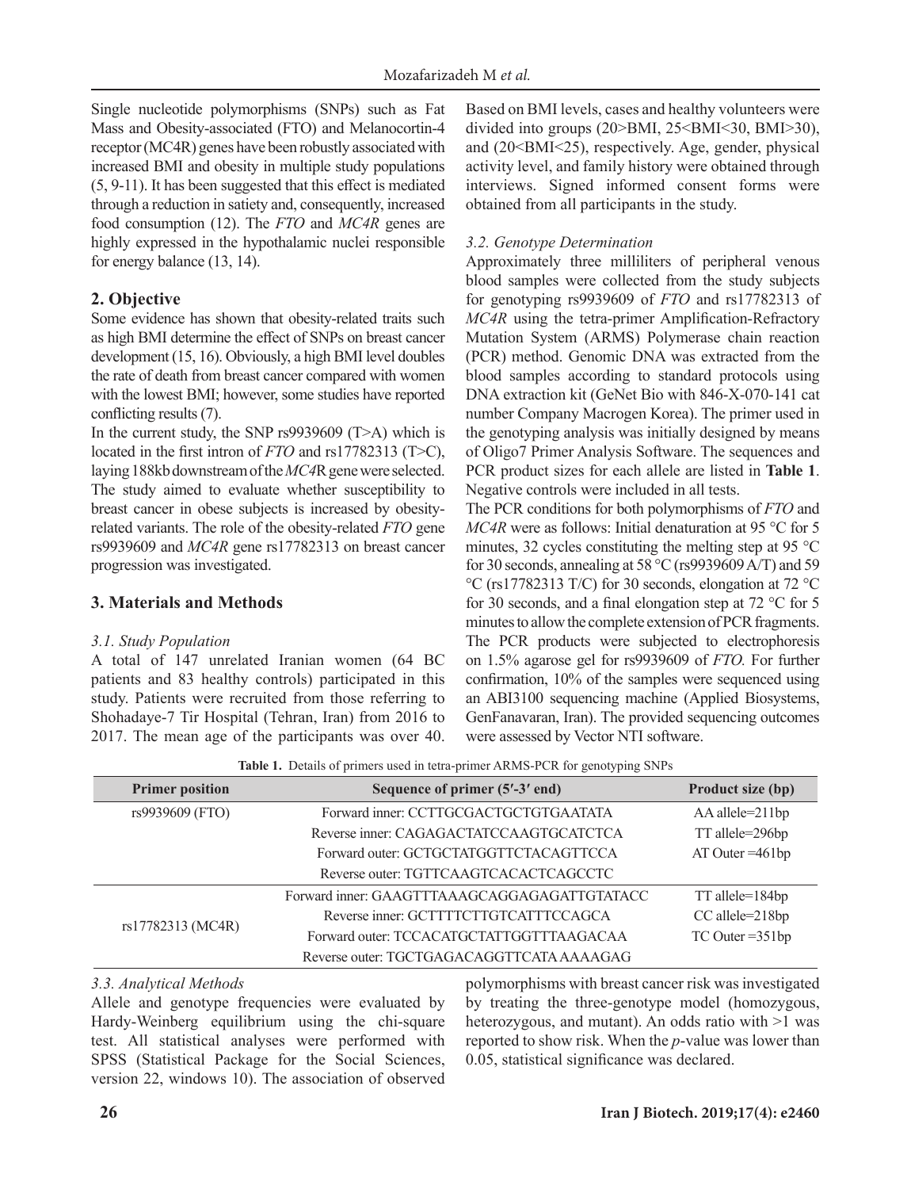Single nucleotide polymorphisms (SNPs) such as Fat Mass and Obesity-associated (FTO) and Melanocortin-4 receptor (MC4R) genes have been robustly associated with increased BMI and obesity in multiple study populations (5, 9-11). It has been suggested that this effect is mediated through a reduction in satiety and, consequently, increased food consumption (12). The *FTO* and *MC4R* genes are highly expressed in the hypothalamic nuclei responsible for energy balance (13, 14).

## 2. Objective

Some evidence has shown that obesity-related traits such as high BMI determine the effect of SNPs on breast cancer development (15, 16). Obviously, a high BMI level doubles the rate of death from breast cancer compared with women with the lowest BMI; however, some studies have reported conflicting results (7).

In the current study, the SNP rs9939609 (T>A) which is located in the first intron of *FTO* and rs17782313 (T>C), laying 188kb downstream of the *MC4*R gene were selected. The study aimed to evaluate whether susceptibility to breast cancer in obese subjects is increased by obesity-related variants. The role of the obesity-related *FTO* gene rs9939609 and *MC4R* gene rs17782313 on breast cancer progression was investigated.

## 3. Materials and Methods

### *3.1. Study Population*

A total of 147 unrelated Iranian women (64 BC patients and 83 healthy controls) participated in this study. Patients were recruited from those referring to Shohadaye-7 Tir Hospital (Tehran, Iran) from 2016 to 2017. The mean age of the participants was over 40. Based on BMI levels, cases and healthy volunteers were divided into groups (20>BMI, 25<BMI<30, BMI>30), and (20<BMI<25), respectively. Age, gender, physical activity level, and family history were obtained through interviews. Signed informed consent forms were obtained from all participants in the study.

### *3.2. Genotype Determination*

Approximately three milliliters of peripheral venous blood samples were collected from the study subjects for genotyping rs9939609 of *FTO* and rs17782313 of *MC4R* using the tetra-primer Amplification-Refractory Mutation System (ARMS) Polymerase chain reaction (PCR) method. Genomic DNA was extracted from the blood samples according to standard protocols using DNA extraction kit (GeNet Bio with 846-X-070-141 cat number Company Macrogen Korea). The primer used in the genotyping analysis was initially designed by means of Oligo7 Primer Analysis Software. The sequences and PCR product sizes for each allele are listed in **Table 1**. Negative controls were included in all tests.

The PCR conditions for both polymorphisms of *FTO* and *MC4R* were as follows: Initial denaturation at 95 °C for 5 minutes, 32 cycles constituting the melting step at 95 °C for 30 seconds, annealing at 58 °C (rs9939609 A/T) and 59 °C (rs17782313 T/C) for 30 seconds, elongation at 72 °C for 30 seconds, and a final elongation step at 72 °C for 5 minutes to allow the complete extension of PCR fragments. The PCR products were subjected to electrophoresis on 1.5% agarose gel for rs9939609 of *FTO.* For further confirmation, 10% of the samples were sequenced using an ABI3100 sequencing machine (Applied Biosystems, GenFanavaran, Iran). The provided sequencing outcomes were assessed by Vector NTI software.

**Table 1.** Details of primers used in tetra-primer ARMS-PCR for genotyping SNPs

| Primer position | Sequence of primer (5′-3′ end) | Product size (bp) |
|---|---|---|
| rs9939609 (FTO) | Forward inner: CCTTGCGACTGCTGTGAATATA | AA allele=211bp |
| | Reverse inner: CAGAGACTATCCAAGTGCATCTCA | TT allele=296bp |
| | Forward outer: GCTGCTATGGTTCTACAGTTCCA | AT Outer =461bp |
| | Reverse outer: TGTTCAAGTCACACTCAGCCTC | |
| rs17782313 (MC4R) | Forward inner: GAAGTTTAAAGCAGGAGAGATTGTATACC | TT allele=184bp |
| | Reverse inner: GCTTTTCTTGTCATTTCCAGCA | CC allele=218bp |
| | Forward outer: TCCACATGCTATTGGTTTAAGACAA | TC Outer =351bp |
| | Reverse outer: TGCTGAGACAGGTTCATA AAAAGAG | |

### *3.3. Analytical Methods*

Allele and genotype frequencies were evaluated by Hardy-Weinberg equilibrium using the chi-square test. All statistical analyses were performed with SPSS (Statistical Package for the Social Sciences, version 22, windows 10). The association of observed polymorphisms with breast cancer risk was investigated by treating the three-genotype model (homozygous, heterozygous, and mutant). An odds ratio with >1 was reported to show risk. When the *p*-value was lower than 0.05, statistical significance was declared.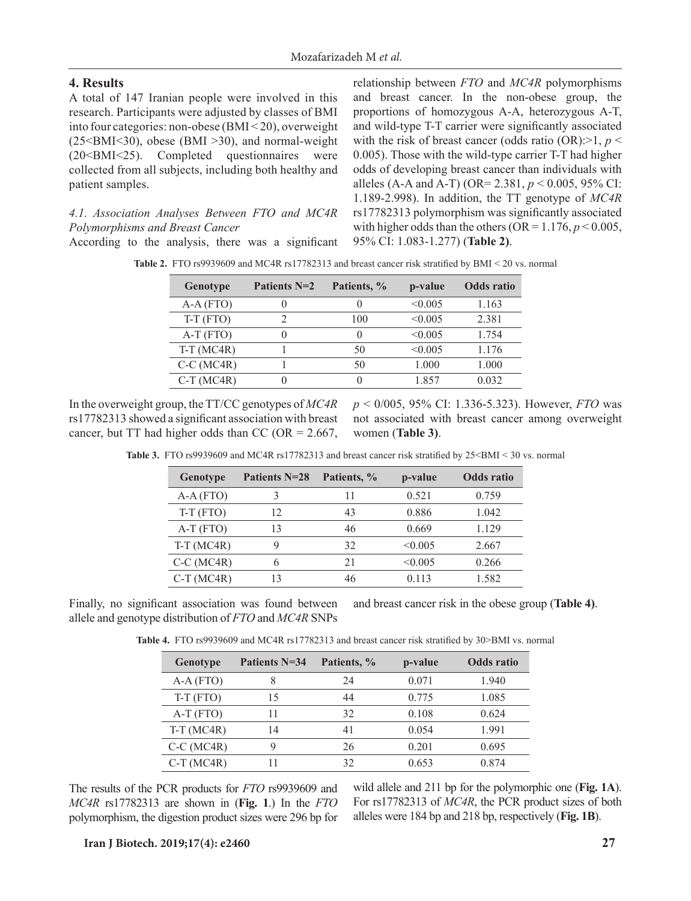## 4. Results

A total of 147 Iranian people were involved in this research. Participants were adjusted by classes of BMI into four categories: non-obese (BMI < 20), overweight (25<BMI<30), obese (BMI >30), and normal-weight (20<BMI<25). Completed questionnaires were collected from all subjects, including both healthy and patient samples.

### *4.1. Association Analyses Between FTO and MC4R Polymorphisms and Breast Cancer*

According to the analysis, there was a significant relationship between *FTO* and *MC4R* polymorphisms and breast cancer. In the non-obese group, the proportions of homozygous A-A, heterozygous A-T, and wild-type T-T carrier were significantly associated with the risk of breast cancer (odds ratio (OR):>1, $p < 0.005$). Those with the wild-type carrier T-T had higher odds of developing breast cancer than individuals with alleles (A-A and A-T) (OR= 2.381, $p < 0.005$, 95% CI: 1.189-2.998). In addition, the TT genotype of *MC4R* rs17782313 polymorphism was significantly associated with higher odds than the others (OR = 1.176, $p < 0.005$, 95% CI: 1.083-1.277) (**Table 2**).

**Table 2.** FTO rs9939609 and MC4R rs17782313 and breast cancer risk stratified by BMI < 20 vs. normal

| Genotype | Patients N=2 | Patients, % | p-value | Odds ratio |
|---|---|---|---|---|
| A-A (FTO) | 0 | 0 | <0.005 | 1.163 |
| T-T (FTO) | 2 | 100 | <0.005 | 2.381 |
| A-T (FTO) | 0 | 0 | <0.005 | 1.754 |
| T-T (MC4R) | 1 | 50 | <0.005 | 1.176 |
| C-C (MC4R) | 1 | 50 | 1.000 | 1.000 |
| C-T (MC4R) | 0 | 0 | 1.857 | 0.032 |

In the overweight group, the TT/CC genotypes of *MC4R* rs17782313 showed a significant association with breast cancer, but TT had higher odds than CC (OR = 2.667, p < 0/005, 95% CI: 1.336-5.323). However, *FTO* was not associated with breast cancer among overweight women (**Table 3**).

**Table 3.** FTO rs9939609 and MC4R rs17782313 and breast cancer risk stratified by 25<BMI < 30 vs. normal

| Genotype | Patients N=28 | Patients, % | p-value | Odds ratio |
|---|---|---|---|---|
| A-A (FTO) | 3 | 11 | 0.521 | 0.759 |
| T-T (FTO) | 12 | 43 | 0.886 | 1.042 |
| A-T (FTO) | 13 | 46 | 0.669 | 1.129 |
| T-T (MC4R) | 9 | 32 | <0.005 | 2.667 |
| C-C (MC4R) | 6 | 21 | <0.005 | 0.266 |
| C-T (MC4R) | 13 | 46 | 0.113 | 1.582 |

Finally, no significant association was found between allele and genotype distribution of *FTO* and *MC4R* SNPs and breast cancer risk in the obese group (**Table 4**).

**Table 4.** FTO rs9939609 and MC4R rs17782313 and breast cancer risk stratified by 30>BMI vs. normal

| Genotype | Patients N=34 | Patients, % | p-value | Odds ratio |
|---|---|---|---|---|
| A-A (FTO) | 8 | 24 | 0.071 | 1.940 |
| T-T (FTO) | 15 | 44 | 0.775 | 1.085 |
| A-T (FTO) | 11 | 32 | 0.108 | 0.624 |
| T-T (MC4R) | 14 | 41 | 0.054 | 1.991 |
| C-C (MC4R) | 9 | 26 | 0.201 | 0.695 |
| C-T (MC4R) | 11 | 32 | 0.653 | 0.874 |

The results of the PCR products for *FTO* rs9939609 and *MC4R* rs17782313 are shown in (**Fig. 1**.) In the *FTO* polymorphism, the digestion product sizes were 296 bp for wild allele and 211 bp for the polymorphic one (**Fig. 1A**). For rs17782313 of *MC4R*, the PCR product sizes of both alleles were 184 bp and 218 bp, respectively (**Fig. 1B**).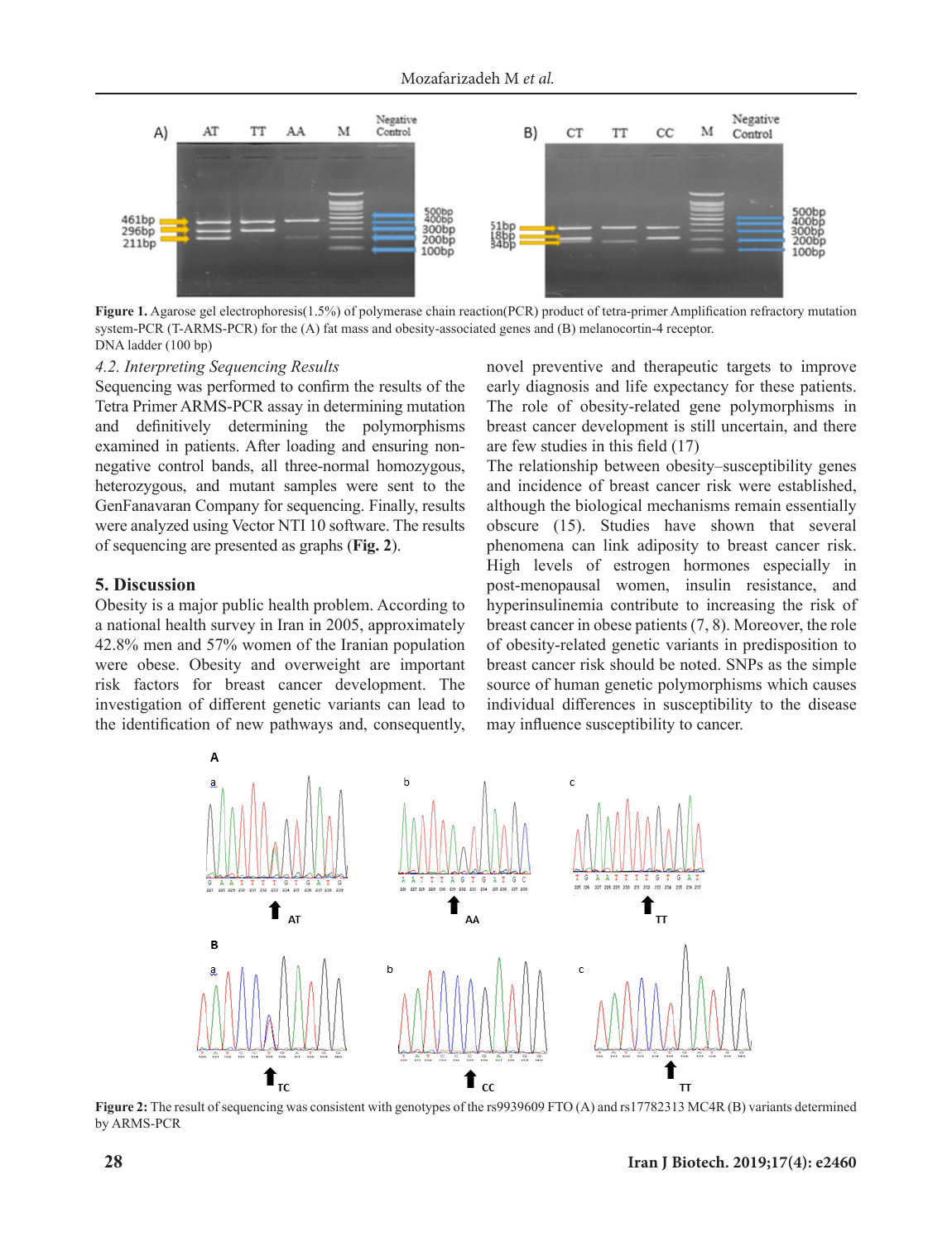**Figure 1.** Agarose gel electrophoresis(1.5%) of polymerase chain reaction(PCR) product of tetra-primer Amplification refractory mutation system-PCR (T-ARMS-PCR) for the (A) fat mass and obesity-associated genes and (B) melanocortin-4 receptor. DNA ladder (100 bp)

### *4.2. Interpreting Sequencing Results*

Sequencing was performed to confirm the results of the Tetra Primer ARMS-PCR assay in determining mutation and definitively determining the polymorphisms examined in patients. After loading and ensuring non-negative control bands, all three-normal homozygous, heterozygous, and mutant samples were sent to the GenFanavaran Company for sequencing. Finally, results were analyzed using Vector NTI 10 software. The results of sequencing are presented as graphs (**Fig. 2**).

## 5. Discussion

Obesity is a major public health problem. According to a national health survey in Iran in 2005, approximately 42.8% men and 57% women of the Iranian population were obese. Obesity and overweight are important risk factors for breast cancer development. The investigation of different genetic variants can lead to the identification of new pathways and, consequently, novel preventive and therapeutic targets to improve early diagnosis and life expectancy for these patients. The role of obesity-related gene polymorphisms in breast cancer development is still uncertain, and there are few studies in this field (17)

The relationship between obesity–susceptibility genes and incidence of breast cancer risk were established, although the biological mechanisms remain essentially obscure (15). Studies have shown that several phenomena can link adiposity to breast cancer risk. High levels of estrogen hormones especially in post-menopausal women, insulin resistance, and hyperinsulinemia contribute to increasing the risk of breast cancer in obese patients (7, 8). Moreover, the role of obesity-related genetic variants in predisposition to breast cancer risk should be noted. SNPs as the simple source of human genetic polymorphisms which causes individual differences in susceptibility to the disease may influence susceptibility to cancer.

**Figure 2:** The result of sequencing was consistent with genotypes of the rs9939609 FTO (A) and rs17782313 MC4R (B) variants determined by ARMS-PCR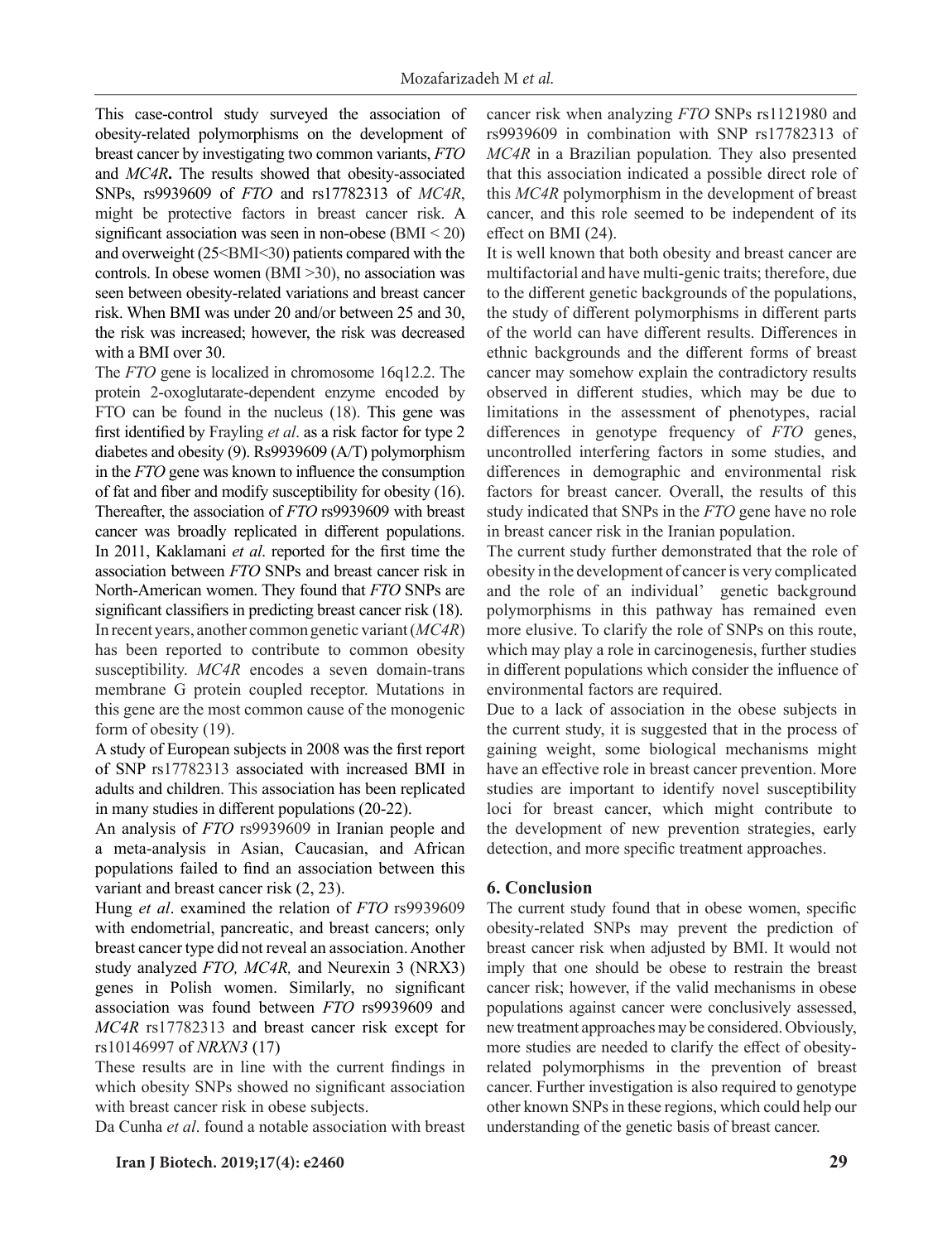This case-control study surveyed the association of obesity-related polymorphisms on the development of breast cancer by investigating two common variants, *FTO* and *MC4R***.** The results showed that obesity-associated SNPs, rs9939609 of *FTO* and rs17782313 of *MC4R*, might be protective factors in breast cancer risk. A significant association was seen in non-obese (BMI < 20) and overweight (25<BMI<30) patients compared with the controls. In obese women (BMI >30), no association was seen between obesity-related variations and breast cancer risk. When BMI was under 20 and/or between 25 and 30, the risk was increased; however, the risk was decreased with a BMI over 30.

The *FTO* gene is localized in chromosome 16q12.2. The protein 2-oxoglutarate-dependent enzyme encoded by FTO can be found in the nucleus (18). This gene was first identified by Frayling *et al*. as a risk factor for type 2 diabetes and obesity (9). Rs9939609 (A/T) polymorphism in the *FTO* gene was known to influence the consumption of fat and fiber and modify susceptibility for obesity (16). Thereafter, the association of *FTO* rs9939609 with breast cancer was broadly replicated in different populations. In 2011, Kaklamani *et al*. reported for the first time the association between *FTO* SNPs and breast cancer risk in North-American women. They found that *FTO* SNPs are significant classifiers in predicting breast cancer risk (18).

In recent years, another common genetic variant (*MC4R*) has been reported to contribute to common obesity susceptibility. *MC4R* encodes a seven domain-trans membrane G protein coupled receptor. Mutations in this gene are the most common cause of the monogenic form of obesity (19).

A study of European subjects in 2008 was the first report of SNP rs17782313 associated with increased BMI in adults and children. This association has been replicated in many studies in different populations (20-22).

An analysis of *FTO* rs9939609 in Iranian people and a meta-analysis in Asian, Caucasian, and African populations failed to find an association between this variant and breast cancer risk (2, 23).

Hung *et al*. examined the relation of *FTO* rs9939609 with endometrial, pancreatic, and breast cancers; only breast cancer type did not reveal an association. Another study analyzed *FTO, MC4R,* and Neurexin 3 (NRX3) genes in Polish women. Similarly, no significant association was found between *FTO* rs9939609 and *MC4R* rs17782313 and breast cancer risk except for rs10146997 of *NRXN3* (17)

These results are in line with the current findings in which obesity SNPs showed no significant association with breast cancer risk in obese subjects.

Da Cunha *et al*. found a notable association with breast cancer risk when analyzing *FTO* SNPs rs1121980 and rs9939609 in combination with SNP rs17782313 of *MC4R* in a Brazilian population*.* They also presented that this association indicated a possible direct role of this *MC4R* polymorphism in the development of breast cancer, and this role seemed to be independent of its effect on BMI (24).

It is well known that both obesity and breast cancer are multifactorial and have multi-genic traits; therefore, due to the different genetic backgrounds of the populations, the study of different polymorphisms in different parts of the world can have different results. Differences in ethnic backgrounds and the different forms of breast cancer may somehow explain the contradictory results observed in different studies, which may be due to limitations in the assessment of phenotypes, racial differences in genotype frequency of *FTO* genes, uncontrolled interfering factors in some studies, and differences in demographic and environmental risk factors for breast cancer. Overall, the results of this study indicated that SNPs in the *FTO* gene have no role in breast cancer risk in the Iranian population.

The current study further demonstrated that the role of obesity in the development of cancer is very complicated and the role of an individual' genetic background polymorphisms in this pathway has remained even more elusive. To clarify the role of SNPs on this route, which may play a role in carcinogenesis, further studies in different populations which consider the influence of environmental factors are required.

Due to a lack of association in the obese subjects in the current study, it is suggested that in the process of gaining weight, some biological mechanisms might have an effective role in breast cancer prevention. More studies are important to identify novel susceptibility loci for breast cancer, which might contribute to the development of new prevention strategies, early detection, and more specific treatment approaches.

## 6. Conclusion

The current study found that in obese women, specific obesity-related SNPs may prevent the prediction of breast cancer risk when adjusted by BMI. It would not imply that one should be obese to restrain the breast cancer risk; however, if the valid mechanisms in obese populations against cancer were conclusively assessed, new treatment approaches may be considered. Obviously, more studies are needed to clarify the effect of obesity-related polymorphisms in the prevention of breast cancer. Further investigation is also required to genotype other known SNPs in these regions, which could help our understanding of the genetic basis of breast cancer.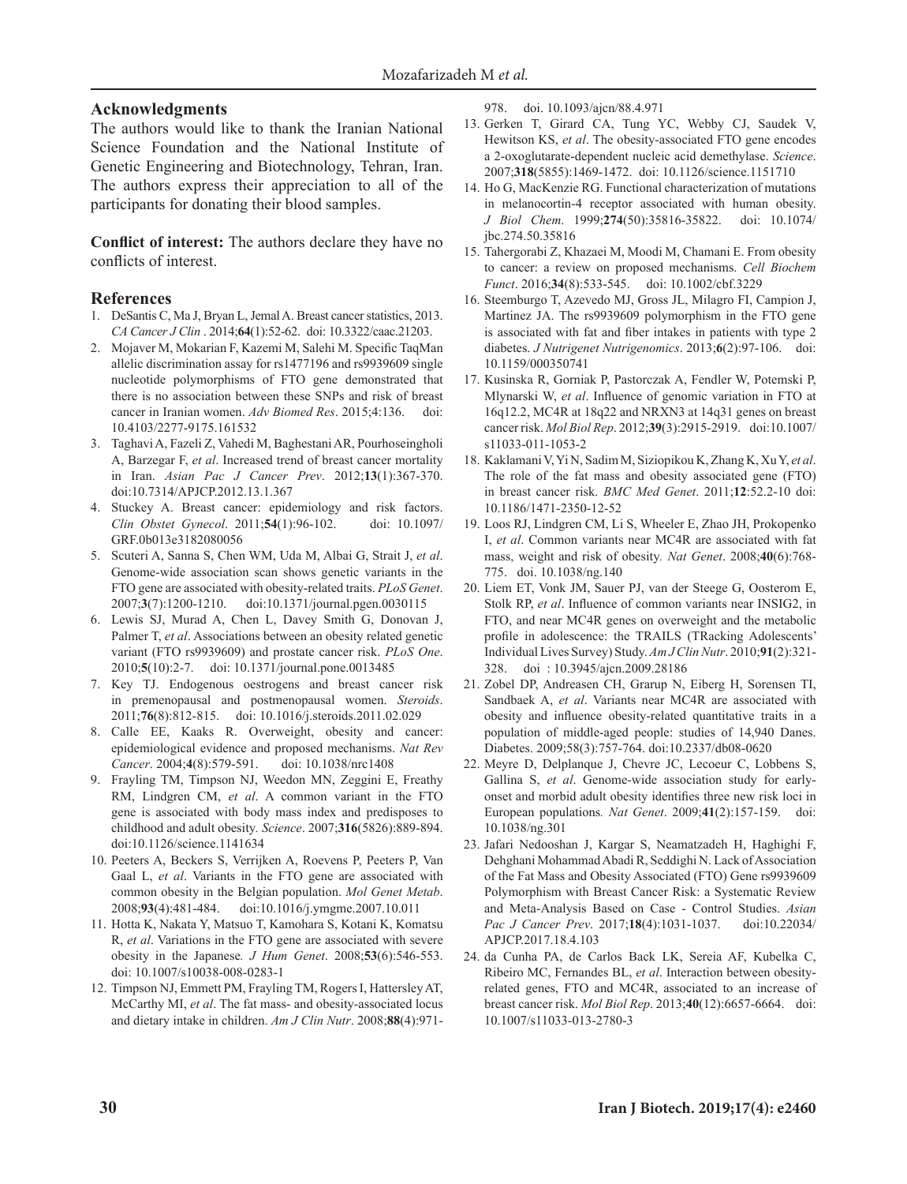## Acknowledgments

The authors would like to thank the Iranian National Science Foundation and the National Institute of Genetic Engineering and Biotechnology, Tehran, Iran. The authors express their appreciation to all of the participants for donating their blood samples.

**Conflict of interest:** The authors declare they have no conflicts of interest.

## References

1. DeSantis C, Ma J, Bryan L, Jemal A. Breast cancer statistics, 2013. *CA Cancer J Clin* . 2014;**64**(1):52-62. doi: 10.3322/caac.21203.
2. Mojaver M, Mokarian F, Kazemi M, Salehi M. Specific TaqMan allelic discrimination assay for rs1477196 and rs9939609 single nucleotide polymorphisms of FTO gene demonstrated that there is no association between these SNPs and risk of breast cancer in Iranian women. *Adv Biomed Res*. 2015;4:136. doi: 10.4103/2277-9175.161532
3. Taghavi A, Fazeli Z, Vahedi M, Baghestani AR, Pourhoseingholi A, Barzegar F, *et al*. Increased trend of breast cancer mortality in Iran. *Asian Pac J Cancer Prev*. 2012;**13**(1):367-370. doi:10.7314/APJCP.2012.13.1.367
4. Stuckey A. Breast cancer: epidemiology and risk factors. *Clin Obstet Gynecol*. 2011;**54**(1):96-102. doi: 10.1097/GRF.0b013e3182080056
5. Scuteri A, Sanna S, Chen WM, Uda M, Albai G, Strait J, *et al*. Genome-wide association scan shows genetic variants in the FTO gene are associated with obesity-related traits. *PLoS Genet*. 2007;**3**(7):1200-1210. doi:10.1371/journal.pgen.0030115
6. Lewis SJ, Murad A, Chen L, Davey Smith G, Donovan J, Palmer T, *et al*. Associations between an obesity related genetic variant (FTO rs9939609) and prostate cancer risk. *PLoS One*. 2010;**5**(10):2-7. doi: 10.1371/journal.pone.0013485
7. Key TJ. Endogenous oestrogens and breast cancer risk in premenopausal and postmenopausal women. *Steroids*. 2011;**76**(8):812-815. doi: 10.1016/j.steroids.2011.02.029
8. Calle EE, Kaaks R. Overweight, obesity and cancer: epidemiological evidence and proposed mechanisms. *Nat Rev Cancer*. 2004;**4**(8):579-591. doi: 10.1038/nrc1408
9. Frayling TM, Timpson NJ, Weedon MN, Zeggini E, Freathy RM, Lindgren CM, *et al*. A common variant in the FTO gene is associated with body mass index and predisposes to childhood and adult obesity. *Science*. 2007;**316**(5826):889-894. doi:10.1126/science.1141634
10. Peeters A, Beckers S, Verrijken A, Roevens P, Peeters P, Van Gaal L, *et al*. Variants in the FTO gene are associated with common obesity in the Belgian population. *Mol Genet Metab*. 2008;**93**(4):481-484. doi:10.1016/j.ymgme.2007.10.011
11. Hotta K, Nakata Y, Matsuo T, Kamohara S, Kotani K, Komatsu R, *et al*. Variations in the FTO gene are associated with severe obesity in the Japanese. *J Hum Genet*. 2008;**53**(6):546-553. doi: 10.1007/s10038-008-0283-1
12. Timpson NJ, Emmett PM, Frayling TM, Rogers I, Hattersley AT, McCarthy MI, *et al*. The fat mass- and obesity-associated locus and dietary intake in children. *Am J Clin Nutr*. 2008;**88**(4):971-978. doi. 10.1093/ajcn/88.4.971
13. Gerken T, Girard CA, Tung YC, Webby CJ, Saudek V, Hewitson KS, *et al*. The obesity-associated FTO gene encodes a 2-oxoglutarate-dependent nucleic acid demethylase. *Science*. 2007;**318**(5855):1469-1472. doi: 10.1126/science.1151710
14. Ho G, MacKenzie RG. Functional characterization of mutations in melanocortin-4 receptor associated with human obesity. *J Biol Chem*. 1999;**274**(50):35816-35822. doi: 10.1074/jbc.274.50.35816
15. Tahergorabi Z, Khazaei M, Moodi M, Chamani E. From obesity to cancer: a review on proposed mechanisms. *Cell Biochem Funct*. 2016;**34**(8):533-545. doi: 10.1002/cbf.3229
16. Steemburgo T, Azevedo MJ, Gross JL, Milagro FI, Campion J, Martinez JA. The rs9939609 polymorphism in the FTO gene is associated with fat and fiber intakes in patients with type 2 diabetes. *J Nutrigenet Nutrigenomics*. 2013;**6**(2):97-106. doi: 10.1159/000350741
17. Kusinska R, Gorniak P, Pastorczak A, Fendler W, Potemski P, Mlynarski W, *et al*. Influence of genomic variation in FTO at 16q12.2, MC4R at 18q22 and NRXN3 at 14q31 genes on breast cancer risk. *Mol Biol Rep*. 2012;**39**(3):2915-2919. doi:10.1007/s11033-011-1053-2
18. Kaklamani V, Yi N, Sadim M, Siziopikou K, Zhang K, Xu Y, *et al*. The role of the fat mass and obesity associated gene (FTO) in breast cancer risk. *BMC Med Genet*. 2011;**12**:52.2-10 doi: 10.1186/1471-2350-12-52
19. Loos RJ, Lindgren CM, Li S, Wheeler E, Zhao JH, Prokopenko I, *et al*. Common variants near MC4R are associated with fat mass, weight and risk of obesity. *Nat Genet*. 2008;**40**(6):768-775. doi. 10.1038/ng.140
20. Liem ET, Vonk JM, Sauer PJ, van der Steege G, Oosterom E, Stolk RP, *et al*. Influence of common variants near INSIG2, in FTO, and near MC4R genes on overweight and the metabolic profile in adolescence: the TRAILS (TRacking Adolescents' Individual Lives Survey) Study. *Am J Clin Nutr*. 2010;**91**(2):321-328. doi : 10.3945/ajcn.2009.28186
21. Zobel DP, Andreasen CH, Grarup N, Eiberg H, Sorensen TI, Sandbaek A, *et al*. Variants near MC4R are associated with obesity and influence obesity-related quantitative traits in a population of middle-aged people: studies of 14,940 Danes. Diabetes. 2009;58(3):757-764. doi:10.2337/db08-0620
22. Meyre D, Delplanque J, Chevre JC, Lecoeur C, Lobbens S, Gallina S, *et al*. Genome-wide association study for early-onset and morbid adult obesity identifies three new risk loci in European populations. *Nat Genet*. 2009;**41**(2):157-159. doi: 10.1038/ng.301
23. Jafari Nedooshan J, Kargar S, Neamatzadeh H, Haghighi F, Dehghani Mohammad Abadi R, Seddighi N. Lack of Association of the Fat Mass and Obesity Associated (FTO) Gene rs9939609 Polymorphism with Breast Cancer Risk: a Systematic Review and Meta-Analysis Based on Case - Control Studies. *Asian Pac J Cancer Prev*. 2017;**18**(4):1031-1037. doi:10.22034/APJCP.2017.18.4.103
24. da Cunha PA, de Carlos Back LK, Sereia AF, Kubelka C, Ribeiro MC, Fernandes BL, *et al*. Interaction between obesity-related genes, FTO and MC4R, associated to an increase of breast cancer risk. *Mol Biol Rep*. 2013;**40**(12):6657-6664. doi: 10.1007/s11033-013-2780-3